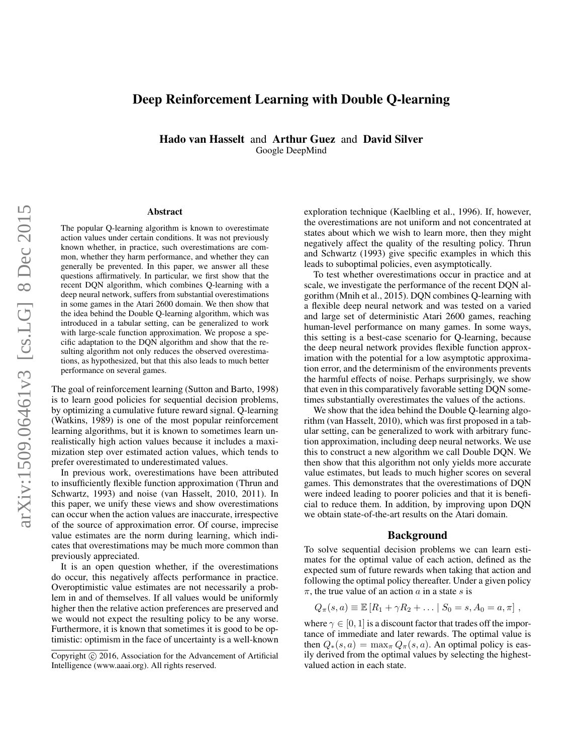# Deep Reinforcement Learning with Double Q-learning

**Hado van Hasselt** and **Arthur Guez** and **David Silver**
Google DeepMind

## Abstract

The popular Q-learning algorithm is known to overestimate action values under certain conditions. It was not previously known whether, in practice, such overestimations are common, whether they harm performance, and whether they can generally be prevented. In this paper, we answer all these questions affirmatively. In particular, we first show that the recent DQN algorithm, which combines Q-learning with a deep neural network, suffers from substantial overestimations in some games in the Atari 2600 domain. We then show that the idea behind the Double Q-learning algorithm, which was introduced in a tabular setting, can be generalized to work with large-scale function approximation. We propose a specific adaptation to the DQN algorithm and show that the resulting algorithm not only reduces the observed overestimations, as hypothesized, but that this also leads to much better performance on several games.

The goal of reinforcement learning (Sutton and Barto, 1998) is to learn good policies for sequential decision problems, by optimizing a cumulative future reward signal. Q-learning (Watkins, 1989) is one of the most popular reinforcement learning algorithms, but it is known to sometimes learn unrealistically high action values because it includes a maximization step over estimated action values, which tends to prefer overestimated to underestimated values.

In previous work, overestimations have been attributed to insufficiently flexible function approximation (Thrun and Schwartz, 1993) and noise (van Hasselt, 2010, 2011). In this paper, we unify these views and show overestimations can occur when the action values are inaccurate, irrespective of the source of approximation error. Of course, imprecise value estimates are the norm during learning, which indicates that overestimations may be much more common than previously appreciated.

It is an open question whether, if the overestimations do occur, this negatively affects performance in practice. Overoptimistic value estimates are not necessarily a problem in and of themselves. If all values would be uniformly higher then the relative action preferences are preserved and we would not expect the resulting policy to be any worse. Furthermore, it is known that sometimes it is good to be optimistic: optimism in the face of uncertainty is a well-known exploration technique (Kaelbling et al., 1996). If, however, the overestimations are not uniform and not concentrated at states about which we wish to learn more, then they might negatively affect the quality of the resulting policy. Thrun and Schwartz (1993) give specific examples in which this leads to suboptimal policies, even asymptotically.

To test whether overestimations occur in practice and at scale, we investigate the performance of the recent DQN algorithm (Mnih et al., 2015). DQN combines Q-learning with a flexible deep neural network and was tested on a varied and large set of deterministic Atari 2600 games, reaching human-level performance on many games. In some ways, this setting is a best-case scenario for Q-learning, because the deep neural network provides flexible function approximation with the potential for a low asymptotic approximation error, and the determinism of the environments prevents the harmful effects of noise. Perhaps surprisingly, we show that even in this comparatively favorable setting DQN sometimes substantially overestimates the values of the actions.

We show that the idea behind the Double Q-learning algorithm (van Hasselt, 2010), which was first proposed in a tabular setting, can be generalized to work with arbitrary function approximation, including deep neural networks. We use this to construct a new algorithm we call Double DQN. We then show that this algorithm not only yields more accurate value estimates, but leads to much higher scores on several games. This demonstrates that the overestimations of DQN were indeed leading to poorer policies and that it is beneficial to reduce them. In addition, by improving upon DQN we obtain state-of-the-art results on the Atari domain.

Copyright © 2016, Association for the Advancement of Artificial Intelligence (www.aaai.org). All rights reserved.

## Background

To solve sequential decision problems we can learn estimates for the optimal value of each action, defined as the expected sum of future rewards when taking that action and following the optimal policy thereafter. Under a given policy $\pi$, the true value of an action $a$ in a state $s$ is

$$Q_\pi(s, a) \equiv \mathbb{E}\left[R_1 + \gamma R_2 + \ldots \mid S_0 = s, A_0 = a, \pi\right] ,$$

where $\gamma \in [0, 1]$ is a discount factor that trades off the importance of immediate and later rewards. The optimal value is then $Q_*(s, a) = \max_\pi Q_\pi(s, a)$. An optimal policy is easily derived from the optimal values by selecting the highest-valued action in each state.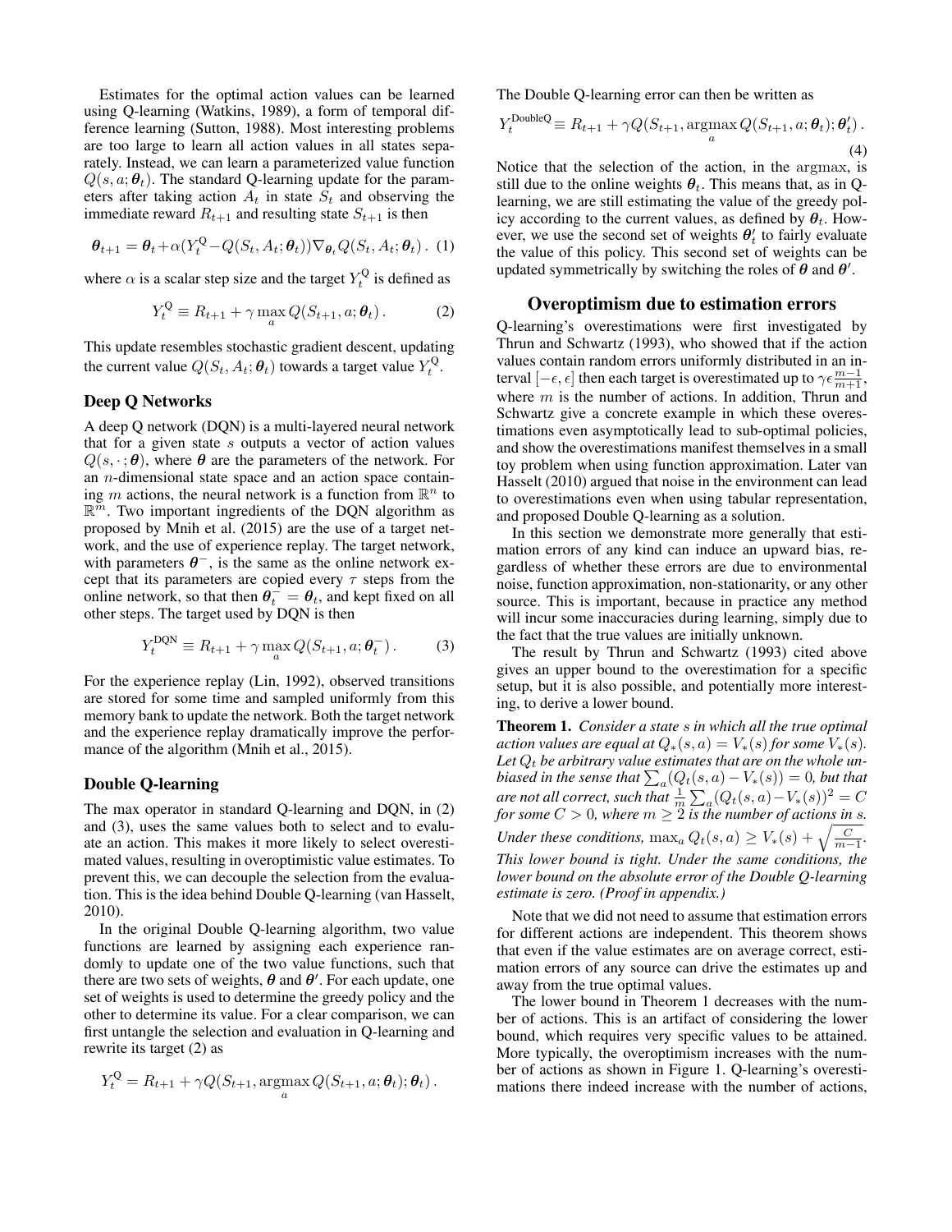Estimates for the optimal action values can be learned using Q-learning (Watkins, 1989), a form of temporal difference learning (Sutton, 1988). Most interesting problems are too large to learn all action values in all states separately. Instead, we can learn a parameterized value function $Q(s, a; \boldsymbol{\theta}_t)$. The standard Q-learning update for the parameters after taking action $A_t$ in state $S_t$ and observing the immediate reward $R_{t+1}$ and resulting state $S_{t+1}$ is then

$$\boldsymbol{\theta}_{t+1} = \boldsymbol{\theta}_t + \alpha(Y_t^{\mathrm{Q}} - Q(S_t, A_t; \boldsymbol{\theta}_t))\nabla_{\boldsymbol{\theta}_t} Q(S_t, A_t; \boldsymbol{\theta}_t) . \quad (1)$$

where $\alpha$ is a scalar step size and the target $Y_t^{\mathrm{Q}}$ is defined as

$$Y_t^{\mathrm{Q}} \equiv R_{t+1} + \gamma \max_a Q(S_{t+1}, a; \boldsymbol{\theta}_t) . \quad (2)$$

This update resembles stochastic gradient descent, updating the current value $Q(S_t, A_t; \boldsymbol{\theta}_t)$ towards a target value $Y_t^{\mathrm{Q}}$.

### Deep Q Networks

A deep Q network (DQN) is a multi-layered neural network that for a given state $s$ outputs a vector of action values $Q(s, \cdot\,; \boldsymbol{\theta})$, where $\boldsymbol{\theta}$ are the parameters of the network. For an $n$-dimensional state space and an action space containing $m$ actions, the neural network is a function from $\mathbb{R}^n$ to $\mathbb{R}^m$. Two important ingredients of the DQN algorithm as proposed by Mnih et al. (2015) are the use of a target network, and the use of experience replay. The target network, with parameters $\boldsymbol{\theta}^-$, is the same as the online network except that its parameters are copied every $\tau$ steps from the online network, so that then $\boldsymbol{\theta}_t^- = \boldsymbol{\theta}_t$, and kept fixed on all other steps. The target used by DQN is then

$$Y_t^{\mathrm{DQN}} \equiv R_{t+1} + \gamma \max_a Q(S_{t+1}, a; \boldsymbol{\theta}_t^-) . \quad (3)$$

For the experience replay (Lin, 1992), observed transitions are stored for some time and sampled uniformly from this memory bank to update the network. Both the target network and the experience replay dramatically improve the performance of the algorithm (Mnih et al., 2015).

### Double Q-learning

The max operator in standard Q-learning and DQN, in (2) and (3), uses the same values both to select and to evaluate an action. This makes it more likely to select overestimated values, resulting in overoptimistic value estimates. To prevent this, we can decouple the selection from the evaluation. This is the idea behind Double Q-learning (van Hasselt, 2010).

In the original Double Q-learning algorithm, two value functions are learned by assigning each experience randomly to update one of the two value functions, such that there are two sets of weights, $\boldsymbol{\theta}$ and $\boldsymbol{\theta}'$. For each update, one set of weights is used to determine the greedy policy and the other to determine its value. For a clear comparison, we can first untangle the selection and evaluation in Q-learning and rewrite its target (2) as

$$Y_t^{\mathrm{Q}} = R_{t+1} + \gamma Q(S_{t+1}, \operatorname*{argmax}_a Q(S_{t+1}, a; \boldsymbol{\theta}_t); \boldsymbol{\theta}_t) .$$

The Double Q-learning error can then be written as

$$Y_t^{\mathrm{DoubleQ}} \equiv R_{t+1} + \gamma Q(S_{t+1}, \operatorname*{argmax}_a Q(S_{t+1}, a; \boldsymbol{\theta}_t); \boldsymbol{\theta}_t') . \quad (4)$$

Notice that the selection of the action, in the argmax, is still due to the online weights $\boldsymbol{\theta}_t$. This means that, as in Q-learning, we are still estimating the value of the greedy policy according to the current values, as defined by $\boldsymbol{\theta}_t$. However, we use the second set of weights $\boldsymbol{\theta}_t'$ to fairly evaluate the value of this policy. This second set of weights can be updated symmetrically by switching the roles of $\boldsymbol{\theta}$ and $\boldsymbol{\theta}'$.

## Overoptimism due to estimation errors

Q-learning's overestimations were first investigated by Thrun and Schwartz (1993), who showed that if the action values contain random errors uniformly distributed in an interval $[-\epsilon, \epsilon]$ then each target is overestimated up to $\gamma\epsilon\frac{m-1}{m+1}$, where $m$ is the number of actions. In addition, Thrun and Schwartz give a concrete example in which these overestimations even asymptotically lead to sub-optimal policies, and show the overestimations manifest themselves in a small toy problem when using function approximation. Later van Hasselt (2010) argued that noise in the environment can lead to overestimations even when using tabular representation, and proposed Double Q-learning as a solution.

In this section we demonstrate more generally that estimation errors of any kind can induce an upward bias, regardless of whether these errors are due to environmental noise, function approximation, non-stationarity, or any other source. This is important, because in practice any method will incur some inaccuracies during learning, simply due to the fact that the true values are initially unknown.

The result by Thrun and Schwartz (1993) cited above gives an upper bound to the overestimation for a specific setup, but it is also possible, and potentially more interesting, to derive a lower bound.

**Theorem 1.** *Consider a state $s$ in which all the true optimal action values are equal at $Q_*(s, a) = V_*(s)$ for some $V_*(s)$. Let $Q_t$ be arbitrary value estimates that are on the whole unbiased in the sense that $\sum_a(Q_t(s, a) - V_*(s)) = 0$, but that are not all correct, such that $\frac{1}{m}\sum_a(Q_t(s, a) - V_*(s))^2 = C$ for some $C > 0$, where $m \geq 2$ is the number of actions in $s$. Under these conditions, $\max_a Q_t(s, a) \geq V_*(s) + \sqrt{\frac{C}{m-1}}$. This lower bound is tight. Under the same conditions, the lower bound on the absolute error of the Double Q-learning estimate is zero. (Proof in appendix.)*

Note that we did not need to assume that estimation errors for different actions are independent. This theorem shows that even if the value estimates are on average correct, estimation errors of any source can drive the estimates up and away from the true optimal values.

The lower bound in Theorem 1 decreases with the number of actions. This is an artifact of considering the lower bound, which requires very specific values to be attained. More typically, the overoptimism increases with the number of actions as shown in Figure 1. Q-learning's overestimations there indeed increase with the number of actions,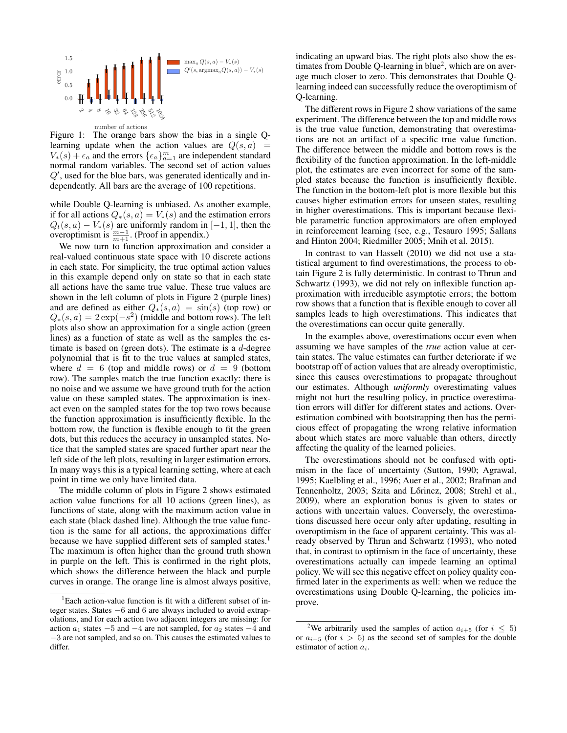Figure 1: The orange bars show the bias in a single Q-learning update when the action values are $Q(s,a) = V_*(s) + \epsilon_a$ and the errors $\{\epsilon_a\}_{a=1}^m$ are independent standard normal random variables. The second set of action values $Q'$, used for the blue bars, was generated identically and independently. All bars are the average of 100 repetitions.

while Double Q-learning is unbiased. As another example, if for all actions $Q_*(s,a) = V_*(s)$ and the estimation errors $Q_t(s,a) - V_*(s)$ are uniformly random in $[-1, 1]$, then the overoptimism is $\frac{m-1}{m+1}$. (Proof in appendix.)

We now turn to function approximation and consider a real-valued continuous state space with 10 discrete actions in each state. For simplicity, the true optimal action values in this example depend only on state so that in each state all actions have the same true value. These true values are shown in the left column of plots in Figure 2 (purple lines) and are defined as either $Q_*(s,a) = \sin(s)$ (top row) or $Q_*(s,a) = 2\exp(-s^2)$ (middle and bottom rows). The left plots also show an approximation for a single action (green lines) as a function of state as well as the samples the estimate is based on (green dots). The estimate is a $d$-degree polynomial that is fit to the true values at sampled states, where $d = 6$ (top and middle rows) or $d = 9$ (bottom row). The samples match the true function exactly: there is no noise and we assume we have ground truth for the action value on these sampled states. The approximation is inexact even on the sampled states for the top two rows because the function approximation is insufficiently flexible. In the bottom row, the function is flexible enough to fit the green dots, but this reduces the accuracy in unsampled states. Notice that the sampled states are spaced further apart near the left side of the left plots, resulting in larger estimation errors. In many ways this is a typical learning setting, where at each point in time we only have limited data.

The middle column of plots in Figure 2 shows estimated action value functions for all 10 actions (green lines), as functions of state, along with the maximum action value in each state (black dashed line). Although the true value function is the same for all actions, the approximations differ because we have supplied different sets of sampled states.[1] The maximum is often higher than the ground truth shown in purple on the left. This is confirmed in the right plots, which shows the difference between the black and purple curves in orange. The orange line is almost always positive, indicating an upward bias. The right plots also show the estimates from Double Q-learning in blue[2], which are on average much closer to zero. This demonstrates that Double Q-learning indeed can successfully reduce the overoptimism of Q-learning.

The different rows in Figure 2 show variations of the same experiment. The difference between the top and middle rows is the true value function, demonstrating that overestimations are not an artifact of a specific true value function. The difference between the middle and bottom rows is the flexibility of the function approximation. In the left-middle plot, the estimates are even incorrect for some of the sampled states because the function is insufficiently flexible. The function in the bottom-left plot is more flexible but this causes higher estimation errors for unseen states, resulting in higher overestimations. This is important because flexible parametric function approximators are often employed in reinforcement learning (see, e.g., Tesauro 1995; Sallans and Hinton 2004; Riedmiller 2005; Mnih et al. 2015).

In contrast to van Hasselt (2010) we did not use a statistical argument to find overestimations, the process to obtain Figure 2 is fully deterministic. In contrast to Thrun and Schwartz (1993), we did not rely on inflexible function approximation with irreducible asymptotic errors; the bottom row shows that a function that is flexible enough to cover all samples leads to high overestimations. This indicates that the overestimations can occur quite generally.

In the examples above, overestimations occur even when assuming we have samples of the *true* action value at certain states. The value estimates can further deteriorate if we bootstrap off of action values that are already overoptimistic, since this causes overestimations to propagate throughout our estimates. Although *uniformly* overestimating values might not hurt the resulting policy, in practice overestimation errors will differ for different states and actions. Overestimation combined with bootstrapping then has the pernicious effect of propagating the wrong relative information about which states are more valuable than others, directly affecting the quality of the learned policies.

The overestimations should not be confused with optimism in the face of uncertainty (Sutton, 1990; Agrawal, 1995; Kaelbling et al., 1996; Auer et al., 2002; Brafman and Tennenholtz, 2003; Szita and Lőrincz, 2008; Strehl et al., 2009), where an exploration bonus is given to states or actions with uncertain values. Conversely, the overestimations discussed here occur only after updating, resulting in overoptimism in the face of apparent certainty. This was already observed by Thrun and Schwartz (1993), who noted that, in contrast to optimism in the face of uncertainty, these overestimations actually can impede learning an optimal policy. We will see this negative effect on policy quality confirmed later in the experiments as well: when we reduce the overestimations using Double Q-learning, the policies improve.

[1] Each action-value function is fit with a different subset of integer states. States $-6$ and $6$ are always included to avoid extrapolations, and for each action two adjacent integers are missing: for action $a_1$ states $-5$ and $-4$ are not sampled, for $a_2$ states $-4$ and $-3$ are not sampled, and so on. This causes the estimated values to differ.

[2] We arbitrarily used the samples of action $a_{i+5}$ (for $i \le 5$) or $a_{i-5}$ (for $i > 5$) as the second set of samples for the double estimator of action $a_i$.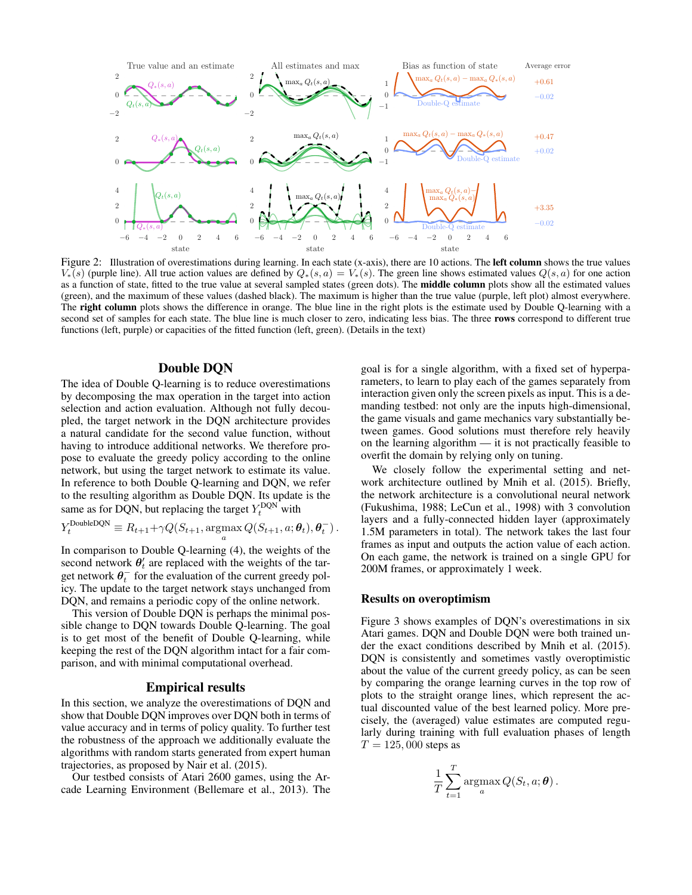Figure 2: Illustration of overestimations during learning. In each state (x-axis), there are 10 actions. The **left column** shows the true values $V_*(s)$ (purple line). All true action values are defined by $Q_*(s,a) = V_*(s)$. The green line shows estimated values $Q(s,a)$ for one action as a function of state, fitted to the true value at several sampled states (green dots). The **middle column** plots show all the estimated values (green), and the maximum of these values (dashed black). The maximum is higher than the true value (purple, left plot) almost everywhere. The **right column** plots shows the difference in orange. The blue line in the right plots is the estimate used by Double Q-learning with a second set of samples for each state. The blue line is much closer to zero, indicating less bias. The three **rows** correspond to different true functions (left, purple) or capacities of the fitted function (left, green). (Details in the text)

## Double DQN

The idea of Double Q-learning is to reduce overestimations by decomposing the max operation in the target into action selection and action evaluation. Although not fully decoupled, the target network in the DQN architecture provides a natural candidate for the second value function, without having to introduce additional networks. We therefore propose to evaluate the greedy policy according to the online network, but using the target network to estimate its value. In reference to both Double Q-learning and DQN, we refer to the resulting algorithm as Double DQN. Its update is the same as for DQN, but replacing the target $Y_t^{\text{DQN}}$ with

$$Y_t^{\text{DoubleDQN}} \equiv R_{t+1} + \gamma Q(S_{t+1}, \operatorname*{argmax}_a Q(S_{t+1}, a; \boldsymbol{\theta}_t), \boldsymbol{\theta}_t^-) .$$

In comparison to Double Q-learning (4), the weights of the second network $\boldsymbol{\theta}'_t$ are replaced with the weights of the target network $\boldsymbol{\theta}_t^-$ for the evaluation of the current greedy policy. The update to the target network stays unchanged from DQN, and remains a periodic copy of the online network.

This version of Double DQN is perhaps the minimal possible change to DQN towards Double Q-learning. The goal is to get most of the benefit of Double Q-learning, while keeping the rest of the DQN algorithm intact for a fair comparison, and with minimal computational overhead.

## Empirical results

In this section, we analyze the overestimations of DQN and show that Double DQN improves over DQN both in terms of value accuracy and in terms of policy quality. To further test the robustness of the approach we additionally evaluate the algorithms with random starts generated from expert human trajectories, as proposed by Nair et al. (2015).

Our testbed consists of Atari 2600 games, using the Arcade Learning Environment (Bellemare et al., 2013). The goal is for a single algorithm, with a fixed set of hyperparameters, to learn to play each of the games separately from interaction given only the screen pixels as input. This is a demanding testbed: not only are the inputs high-dimensional, the game visuals and game mechanics vary substantially between games. Good solutions must therefore rely heavily on the learning algorithm — it is not practically feasible to overfit the domain by relying only on tuning.

We closely follow the experimental setting and network architecture outlined by Mnih et al. (2015). Briefly, the network architecture is a convolutional neural network (Fukushima, 1988; LeCun et al., 1998) with 3 convolution layers and a fully-connected hidden layer (approximately 1.5M parameters in total). The network takes the last four frames as input and outputs the action value of each action. On each game, the network is trained on a single GPU for 200M frames, or approximately 1 week.

### Results on overoptimism

Figure 3 shows examples of DQN's overestimations in six Atari games. DQN and Double DQN were both trained under the exact conditions described by Mnih et al. (2015). DQN is consistently and sometimes vastly overoptimistic about the value of the current greedy policy, as can be seen by comparing the orange learning curves in the top row of plots to the straight orange lines, which represent the actual discounted value of the best learned policy. More precisely, the (averaged) value estimates are computed regularly during training with full evaluation phases of length $T = 125,000$ steps as

$$\frac{1}{T} \sum_{t=1}^{T} \operatorname*{argmax}_a Q(S_t, a; \boldsymbol{\theta}) .$$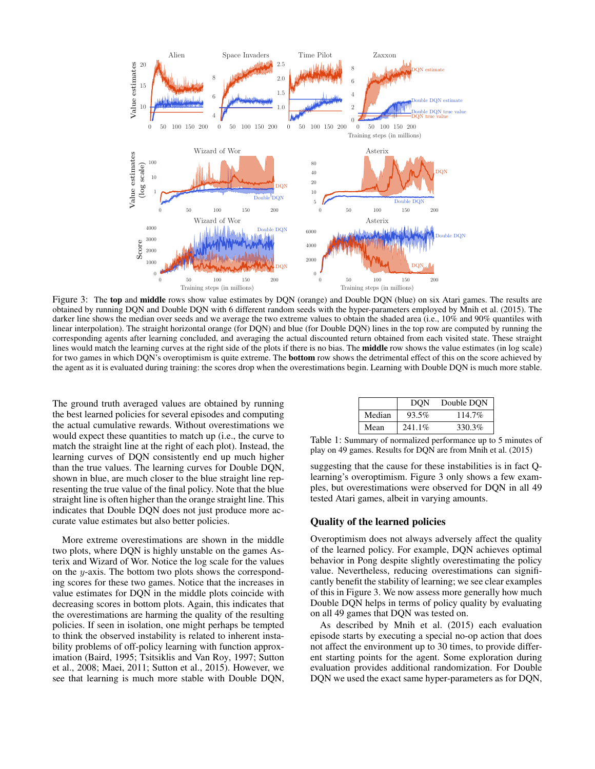Figure 3: The **top** and **middle** rows show value estimates by DQN (orange) and Double DQN (blue) on six Atari games. The results are obtained by running DQN and Double DQN with 6 different random seeds with the hyper-parameters employed by Mnih et al. (2015). The darker line shows the median over seeds and we average the two extreme values to obtain the shaded area (i.e., 10% and 90% quantiles with linear interpolation). The straight horizontal orange (for DQN) and blue (for Double DQN) lines in the top row are computed by running the corresponding agents after learning concluded, and averaging the actual discounted return obtained from each visited state. These straight lines would match the learning curves at the right side of the plots if there is no bias. The **middle** row shows the value estimates (in log scale) for two games in which DQN's overoptimism is quite extreme. The **bottom** row shows the detrimental effect of this on the score achieved by the agent as it is evaluated during training: the scores drop when the overestimations begin. Learning with Double DQN is much more stable.

The ground truth averaged values are obtained by running the best learned policies for several episodes and computing the actual cumulative rewards. Without overestimations we would expect these quantities to match up (i.e., the curve to match the straight line at the right of each plot). Instead, the learning curves of DQN consistently end up much higher than the true values. The learning curves for Double DQN, shown in blue, are much closer to the blue straight line representing the true value of the final policy. Note that the blue straight line is often higher than the orange straight line. This indicates that Double DQN does not just produce more accurate value estimates but also better policies.

More extreme overestimations are shown in the middle two plots, where DQN is highly unstable on the games Asterix and Wizard of Wor. Notice the log scale for the values on the $y$-axis. The bottom two plots shows the corresponding scores for these two games. Notice that the increases in value estimates for DQN in the middle plots coincide with decreasing scores in bottom plots. Again, this indicates that the overestimations are harming the quality of the resulting policies. If seen in isolation, one might perhaps be tempted to think the observed instability is related to inherent instability problems of off-policy learning with function approximation (Baird, 1995; Tsitsiklis and Van Roy, 1997; Sutton et al., 2008; Maei, 2011; Sutton et al., 2015). However, we see that learning is much more stable with Double DQN, suggesting that the cause for these instabilities is in fact Q-learning's overoptimism. Figure 3 only shows a few examples, but overestimations were observed for DQN in all 49 tested Atari games, albeit in varying amounts.

| | DQN | Double DQN |
|---|---|---|
| Median | 93.5% | 114.7% |
| Mean | 241.1% | 330.3% |

Table 1: Summary of normalized performance up to 5 minutes of play on 49 games. Results for DQN are from Mnih et al. (2015)

## Quality of the learned policies

Overoptimism does not always adversely affect the quality of the learned policy. For example, DQN achieves optimal behavior in Pong despite slightly overestimating the policy value. Nevertheless, reducing overestimations can significantly benefit the stability of learning; we see clear examples of this in Figure 3. We now assess more generally how much Double DQN helps in terms of policy quality by evaluating on all 49 games that DQN was tested on.

As described by Mnih et al. (2015) each evaluation episode starts by executing a special no-op action that does not affect the environment up to 30 times, to provide different starting points for the agent. Some exploration during evaluation provides additional randomization. For Double DQN we used the exact same hyper-parameters as for DQN,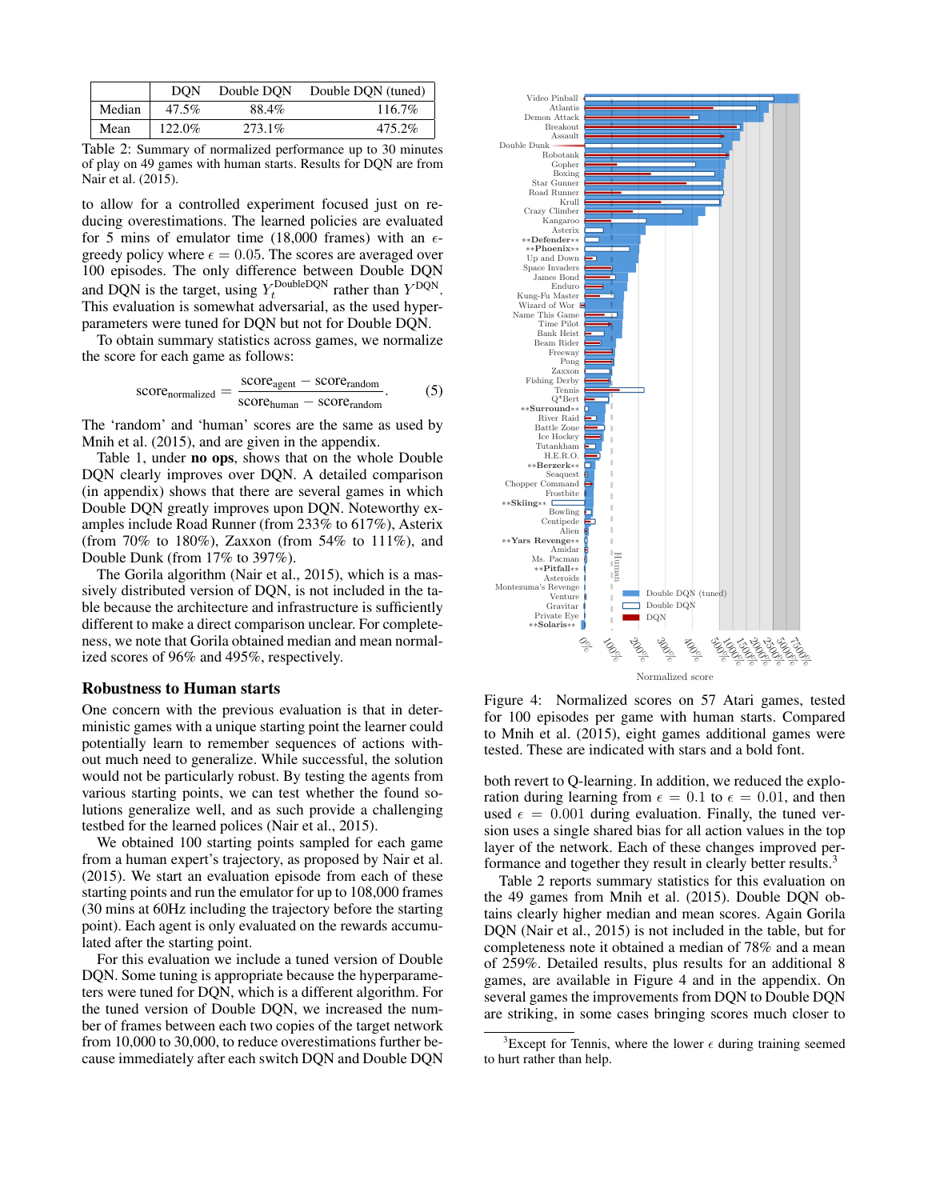|  | DQN | Double DQN | Double DQN (tuned) |
|---|---|---|---|
| Median | 47.5% | 88.4% | 116.7% |
| Mean | 122.0% | 273.1% | 475.2% |

Table 2: Summary of normalized performance up to 30 minutes of play on 49 games with human starts. Results for DQN are from Nair et al. (2015).

to allow for a controlled experiment focused just on reducing overestimations. The learned policies are evaluated for 5 mins of emulator time (18,000 frames) with an $\epsilon$-greedy policy where $\epsilon = 0.05$. The scores are averaged over 100 episodes. The only difference between Double DQN and DQN is the target, using $Y_t^{\text{DoubleDQN}}$ rather than $Y^{\text{DQN}}$. This evaluation is somewhat adversarial, as the used hyper-parameters were tuned for DQN but not for Double DQN.

To obtain summary statistics across games, we normalize the score for each game as follows:

$$\text{score}_{\text{normalized}} = \frac{\text{score}_{\text{agent}} - \text{score}_{\text{random}}}{\text{score}_{\text{human}} - \text{score}_{\text{random}}}. \quad (5)$$

The 'random' and 'human' scores are the same as used by Mnih et al. (2015), and are given in the appendix.

Table 1, under **no ops**, shows that on the whole Double DQN clearly improves over DQN. A detailed comparison (in appendix) shows that there are several games in which Double DQN greatly improves upon DQN. Noteworthy examples include Road Runner (from 233% to 617%), Asterix (from 70% to 180%), Zaxxon (from 54% to 111%), and Double Dunk (from 17% to 397%).

The Gorila algorithm (Nair et al., 2015), which is a massively distributed version of DQN, is not included in the table because the architecture and infrastructure is sufficiently different to make a direct comparison unclear. For completeness, we note that Gorila obtained median and mean normalized scores of 96% and 495%, respectively.

## Robustness to Human starts

One concern with the previous evaluation is that in deterministic games with a unique starting point the learner could potentially learn to remember sequences of actions without much need to generalize. While successful, the solution would not be particularly robust. By testing the agents from various starting points, we can test whether the found solutions generalize well, and as such provide a challenging testbed for the learned polices (Nair et al., 2015).

We obtained 100 starting points sampled for each game from a human expert's trajectory, as proposed by Nair et al. (2015). We start an evaluation episode from each of these starting points and run the emulator for up to 108,000 frames (30 mins at 60Hz including the trajectory before the starting point). Each agent is only evaluated on the rewards accumulated after the starting point.

For this evaluation we include a tuned version of Double DQN. Some tuning is appropriate because the hyperparameters were tuned for DQN, which is a different algorithm. For the tuned version of Double DQN, we increased the number of frames between each two copies of the target network from 10,000 to 30,000, to reduce overestimations further because immediately after each switch DQN and Double DQN both revert to Q-learning. In addition, we reduced the exploration during learning from $\epsilon = 0.1$ to $\epsilon = 0.01$, and then used $\epsilon = 0.001$ during evaluation. Finally, the tuned version uses a single shared bias for all action values in the top layer of the network. Each of these changes improved performance and together they result in clearly better results.[3]

Figure 4: Normalized scores on 57 Atari games, tested for 100 episodes per game with human starts. Compared to Mnih et al. (2015), eight games additional games were tested. These are indicated with stars and a bold font.

Table 2 reports summary statistics for this evaluation on the 49 games from Mnih et al. (2015). Double DQN obtains clearly higher median and mean scores. Again Gorila DQN (Nair et al., 2015) is not included in the table, but for completeness note it obtained a median of 78% and a mean of 259%. Detailed results, plus results for an additional 8 games, are available in Figure 4 and in the appendix. On several games the improvements from DQN to Double DQN are striking, in some cases bringing scores much closer to

[3] Except for Tennis, where the lower $\epsilon$ during training seemed to hurt rather than help.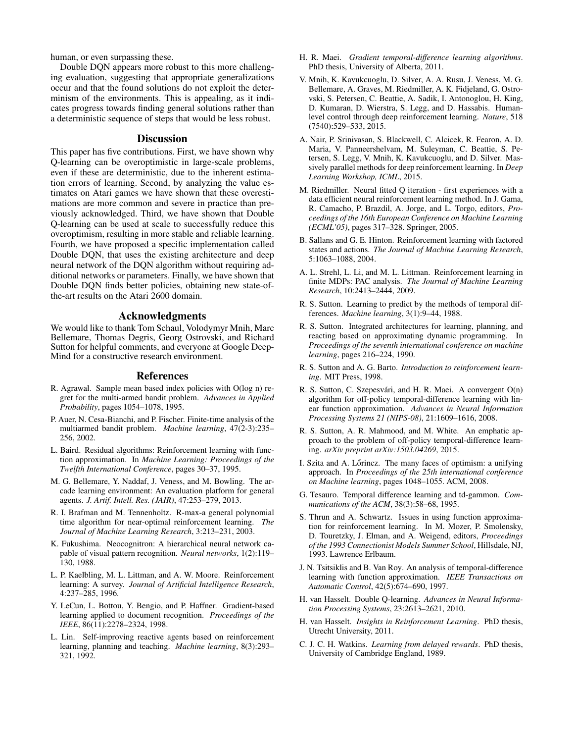human, or even surpassing these.

Double DQN appears more robust to this more challenging evaluation, suggesting that appropriate generalizations occur and that the found solutions do not exploit the determinism of the environments. This is appealing, as it indicates progress towards finding general solutions rather than a deterministic sequence of steps that would be less robust.

## Discussion

This paper has five contributions. First, we have shown why Q-learning can be overoptimistic in large-scale problems, even if these are deterministic, due to the inherent estimation errors of learning. Second, by analyzing the value estimates on Atari games we have shown that these overestimations are more common and severe in practice than previously acknowledged. Third, we have shown that Double Q-learning can be used at scale to successfully reduce this overoptimism, resulting in more stable and reliable learning. Fourth, we have proposed a specific implementation called Double DQN, that uses the existing architecture and deep neural network of the DQN algorithm without requiring additional networks or parameters. Finally, we have shown that Double DQN finds better policies, obtaining new state-of-the-art results on the Atari 2600 domain.

## Acknowledgments

We would like to thank Tom Schaul, Volodymyr Mnih, Marc Bellemare, Thomas Degris, Georg Ostrovski, and Richard Sutton for helpful comments, and everyone at Google DeepMind for a constructive research environment.

## References

R. Agrawal. Sample mean based index policies with O(log n) regret for the multi-armed bandit problem. *Advances in Applied Probability*, pages 1054–1078, 1995.

P. Auer, N. Cesa-Bianchi, and P. Fischer. Finite-time analysis of the multiarmed bandit problem. *Machine learning*, 47(2-3):235–256, 2002.

L. Baird. Residual algorithms: Reinforcement learning with function approximation. In *Machine Learning: Proceedings of the Twelfth International Conference*, pages 30–37, 1995.

M. G. Bellemare, Y. Naddaf, J. Veness, and M. Bowling. The arcade learning environment: An evaluation platform for general agents. *J. Artif. Intell. Res. (JAIR)*, 47:253–279, 2013.

R. I. Brafman and M. Tennenholtz. R-max-a general polynomial time algorithm for near-optimal reinforcement learning. *The Journal of Machine Learning Research*, 3:213–231, 2003.

K. Fukushima. Neocognitron: A hierarchical neural network capable of visual pattern recognition. *Neural networks*, 1(2):119–130, 1988.

L. P. Kaelbling, M. L. Littman, and A. W. Moore. Reinforcement learning: A survey. *Journal of Artificial Intelligence Research*, 4:237–285, 1996.

Y. LeCun, L. Bottou, Y. Bengio, and P. Haffner. Gradient-based learning applied to document recognition. *Proceedings of the IEEE*, 86(11):2278–2324, 1998.

L. Lin. Self-improving reactive agents based on reinforcement learning, planning and teaching. *Machine learning*, 8(3):293–321, 1992.

H. R. Maei. *Gradient temporal-difference learning algorithms*. PhD thesis, University of Alberta, 2011.

V. Mnih, K. Kavukcuoglu, D. Silver, A. A. Rusu, J. Veness, M. G. Bellemare, A. Graves, M. Riedmiller, A. K. Fidjeland, G. Ostrovski, S. Petersen, C. Beattie, A. Sadik, I. Antonoglou, H. King, D. Kumaran, D. Wierstra, S. Legg, and D. Hassabis. Human-level control through deep reinforcement learning. *Nature*, 518 (7540):529–533, 2015.

A. Nair, P. Srinivasan, S. Blackwell, C. Alcicek, R. Fearon, A. D. Maria, V. Panneershelvam, M. Suleyman, C. Beattie, S. Petersen, S. Legg, V. Mnih, K. Kavukcuoglu, and D. Silver. Massively parallel methods for deep reinforcement learning. In *Deep Learning Workshop, ICML*, 2015.

M. Riedmiller. Neural fitted Q iteration - first experiences with a data efficient neural reinforcement learning method. In J. Gama, R. Camacho, P. Brazdil, A. Jorge, and L. Torgo, editors, *Proceedings of the 16th European Conference on Machine Learning (ECML'05)*, pages 317–328. Springer, 2005.

B. Sallans and G. E. Hinton. Reinforcement learning with factored states and actions. *The Journal of Machine Learning Research*, 5:1063–1088, 2004.

A. L. Strehl, L. Li, and M. L. Littman. Reinforcement learning in finite MDPs: PAC analysis. *The Journal of Machine Learning Research*, 10:2413–2444, 2009.

R. S. Sutton. Learning to predict by the methods of temporal differences. *Machine learning*, 3(1):9–44, 1988.

R. S. Sutton. Integrated architectures for learning, planning, and reacting based on approximating dynamic programming. In *Proceedings of the seventh international conference on machine learning*, pages 216–224, 1990.

R. S. Sutton and A. G. Barto. *Introduction to reinforcement learning*. MIT Press, 1998.

R. S. Sutton, C. Szepesvári, and H. R. Maei. A convergent O(n) algorithm for off-policy temporal-difference learning with linear function approximation. *Advances in Neural Information Processing Systems 21 (NIPS-08)*, 21:1609–1616, 2008.

R. S. Sutton, A. R. Mahmood, and M. White. An emphatic approach to the problem of off-policy temporal-difference learning. *arXiv preprint arXiv:1503.04269*, 2015.

I. Szita and A. Lőrincz. The many faces of optimism: a unifying approach. In *Proceedings of the 25th international conference on Machine learning*, pages 1048–1055. ACM, 2008.

G. Tesauro. Temporal difference learning and td-gammon. *Communications of the ACM*, 38(3):58–68, 1995.

S. Thrun and A. Schwartz. Issues in using function approximation for reinforcement learning. In M. Mozer, P. Smolensky, D. Touretzky, J. Elman, and A. Weigend, editors, *Proceedings of the 1993 Connectionist Models Summer School*, Hillsdale, NJ, 1993. Lawrence Erlbaum.

J. N. Tsitsiklis and B. Van Roy. An analysis of temporal-difference learning with function approximation. *IEEE Transactions on Automatic Control*, 42(5):674–690, 1997.

H. van Hasselt. Double Q-learning. *Advances in Neural Information Processing Systems*, 23:2613–2621, 2010.

H. van Hasselt. *Insights in Reinforcement Learning*. PhD thesis, Utrecht University, 2011.

C. J. C. H. Watkins. *Learning from delayed rewards*. PhD thesis, University of Cambridge England, 1989.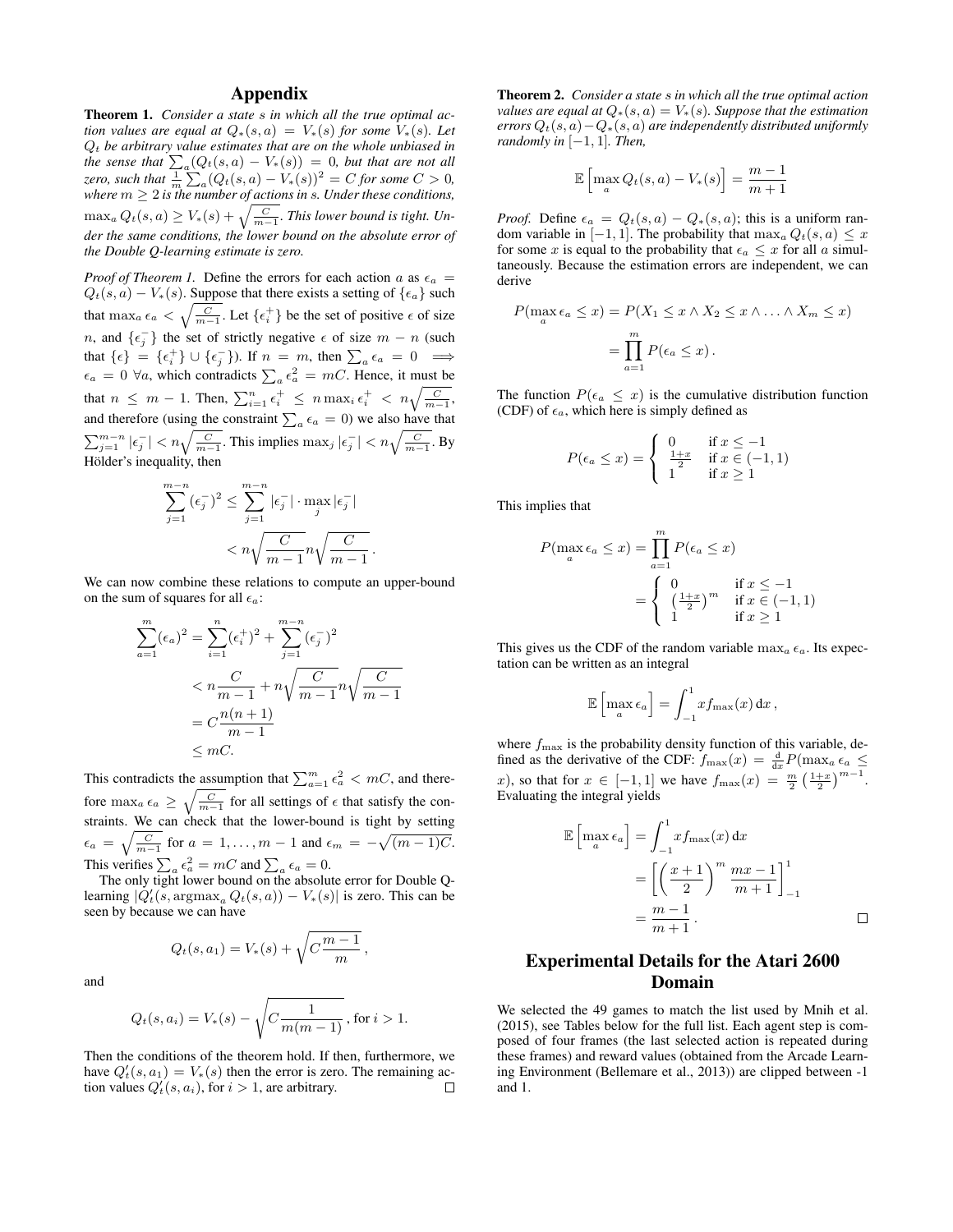# Appendix

**Theorem 1.** *Consider a state $s$ in which all the true optimal action values are equal at $Q_*(s,a) = V_*(s)$ for some $V_*(s)$. Let $Q_t$ be arbitrary value estimates that are on the whole unbiased in the sense that $\sum_a (Q_t(s,a) - V_*(s)) = 0$, but that are not all zero, such that $\frac{1}{m}\sum_a (Q_t(s,a) - V_*(s))^2 = C$ for some $C > 0$, where $m \geq 2$ is the number of actions in $s$. Under these conditions, $\max_a Q_t(s,a) \geq V_*(s) + \sqrt{\frac{C}{m-1}}$. This lower bound is tight. Under the same conditions, the lower bound on the absolute error of the Double Q-learning estimate is zero.*

*Proof of Theorem 1.* Define the errors for each action $a$ as $\epsilon_a = Q_t(s,a) - V_*(s)$. Suppose that there exists a setting of $\{\epsilon_a\}$ such that $\max_a \epsilon_a < \sqrt{\frac{C}{m-1}}$. Let $\{\epsilon_i^+\}$ be the set of positive $\epsilon$ of size $n$, and $\{\epsilon_j^-\}$ the set of strictly negative $\epsilon$ of size $m - n$ (such that $\{\epsilon\} = \{\epsilon_i^+\} \cup \{\epsilon_j^-\}$). If $n = m$, then $\sum_a \epsilon_a = 0 \implies \epsilon_a = 0 \; \forall a$, which contradicts $\sum_a \epsilon_a^2 = mC$. Hence, it must be that $n \leq m-1$. Then, $\sum_{i=1}^n \epsilon_i^+ \leq n \max_i \epsilon_i^+ < n\sqrt{\frac{C}{m-1}}$, and therefore (using the constraint $\sum_a \epsilon_a = 0$) we also have that $\sum_{j=1}^{m-n} |\epsilon_j^-| < n\sqrt{\frac{C}{m-1}}$. This implies $\max_j |\epsilon_j^-| < n\sqrt{\frac{C}{m-1}}$. By Hölder's inequality, then

$$\sum_{j=1}^{m-n} (\epsilon_j^-)^2 \leq \sum_{j=1}^{m-n} |\epsilon_j^-| \cdot \max_j |\epsilon_j^-| < n\sqrt{\frac{C}{m-1}} n\sqrt{\frac{C}{m-1}} .$$

We can now combine these relations to compute an upper-bound on the sum of squares for all $\epsilon_a$:

$$\begin{aligned}
\sum_{a=1}^m (\epsilon_a)^2 &= \sum_{i=1}^n (\epsilon_i^+)^2 + \sum_{j=1}^{m-n} (\epsilon_j^-)^2 \\
&< n\frac{C}{m-1} + n\sqrt{\frac{C}{m-1}} n\sqrt{\frac{C}{m-1}} \\
&= C\frac{n(n+1)}{m-1} \\
&\leq mC.
\end{aligned}$$

This contradicts the assumption that $\sum_{a=1}^m \epsilon_a^2 < mC$, and therefore $\max_a \epsilon_a \geq \sqrt{\frac{C}{m-1}}$ for all settings of $\epsilon$ that satisfy the constraints. We can check that the lower-bound is tight by setting $\epsilon_a = \sqrt{\frac{C}{m-1}}$ for $a = 1, \ldots, m-1$ and $\epsilon_m = -\sqrt{(m-1)C}$. This verifies $\sum_a \epsilon_a^2 = mC$ and $\sum_a \epsilon_a = 0$.

The only tight lower bound on the absolute error for Double Q-learning $|Q_t'(s, \text{argmax}_a Q_t(s,a)) - V_*(s)|$ is zero. This can be seen by because we can have

$$Q_t(s, a_1) = V_*(s) + \sqrt{C\frac{m-1}{m}} ,$$

and

$$Q_t(s, a_i) = V_*(s) - \sqrt{C\frac{1}{m(m-1)}} , \text{ for } i > 1.$$

Then the conditions of the theorem hold. If then, furthermore, we have $Q_t'(s, a_1) = V_*(s)$ then the error is zero. The remaining action values $Q_t'(s, a_i)$, for $i > 1$, are arbitrary. □

**Theorem 2.** *Consider a state $s$ in which all the true optimal action values are equal at $Q_*(s,a) = V_*(s)$. Suppose that the estimation errors $Q_t(s,a) - Q_*(s,a)$ are independently distributed uniformly randomly in $[-1, 1]$. Then,*

$$\mathbb{E}\left[\max_a Q_t(s,a) - V_*(s)\right] = \frac{m-1}{m+1}$$

*Proof.* Define $\epsilon_a = Q_t(s,a) - Q_*(s,a)$; this is a uniform random variable in $[-1, 1]$. The probability that $\max_a Q_t(s,a) \leq x$ for some $x$ is equal to the probability that $\epsilon_a \leq x$ for all $a$ simultaneously. Because the estimation errors are independent, we can derive

$$\begin{aligned}
P(\max_a \epsilon_a \leq x) &= P(X_1 \leq x \wedge X_2 \leq x \wedge \ldots \wedge X_m \leq x) \\
&= \prod_{a=1}^m P(\epsilon_a \leq x) .
\end{aligned}$$

The function $P(\epsilon_a \leq x)$ is the cumulative distribution function (CDF) of $\epsilon_a$, which here is simply defined as

$$P(\epsilon_a \leq x) = \begin{cases} 0 & \text{if } x \leq -1 \\ \frac{1+x}{2} & \text{if } x \in (-1, 1) \\ 1 & \text{if } x \geq 1 \end{cases}$$

This implies that

$$\begin{aligned}
P(\max_a \epsilon_a \leq x) &= \prod_{a=1}^m P(\epsilon_a \leq x) \\
&= \begin{cases} 0 & \text{if } x \leq -1 \\ \left(\frac{1+x}{2}\right)^m & \text{if } x \in (-1, 1) \\ 1 & \text{if } x \geq 1 \end{cases}
\end{aligned}$$

This gives us the CDF of the random variable $\max_a \epsilon_a$. Its expectation can be written as an integral

$$\mathbb{E}\left[\max_a \epsilon_a\right] = \int_{-1}^{1} x f_{\max}(x) \, \mathrm{d}x ,$$

where $f_{\max}$ is the probability density function of this variable, defined as the derivative of the CDF: $f_{\max}(x) = \frac{\mathrm{d}}{\mathrm{d}x} P(\max_a \epsilon_a \leq x)$, so that for $x \in [-1, 1]$ we have $f_{\max}(x) = \frac{m}{2}\left(\frac{1+x}{2}\right)^{m-1}$. Evaluating the integral yields

$$\begin{aligned}
\mathbb{E}\left[\max_a \epsilon_a\right] &= \int_{-1}^{1} x f_{\max}(x) \, \mathrm{d}x \\
&= \left[\left(\frac{x+1}{2}\right)^m \frac{mx-1}{m+1}\right]_{-1}^{1} \\
&= \frac{m-1}{m+1} .
\end{aligned}$$

□

# Experimental Details for the Atari 2600 Domain

We selected the 49 games to match the list used by Mnih et al. (2015), see Tables below for the full list. Each agent step is composed of four frames (the last selected action is repeated during these frames) and reward values (obtained from the Arcade Learning Environment (Bellemare et al., 2013)) are clipped between -1 and 1.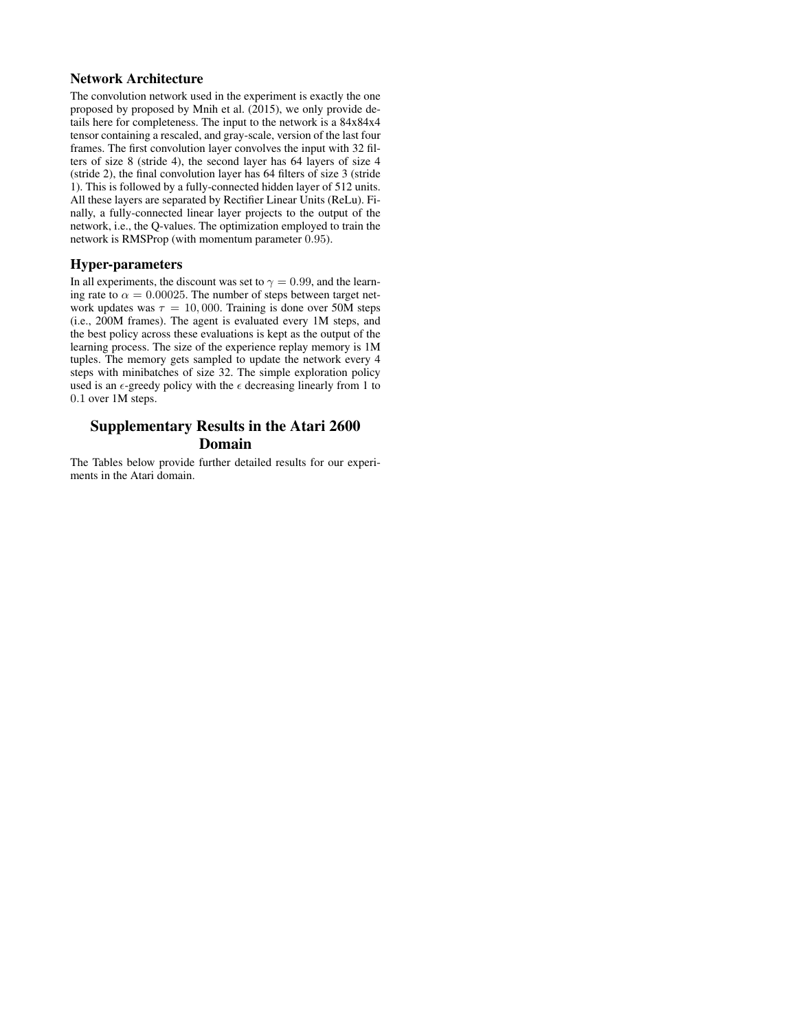## Network Architecture

The convolution network used in the experiment is exactly the one proposed by proposed by Mnih et al. (2015), we only provide details here for completeness. The input to the network is a 84x84x4 tensor containing a rescaled, and gray-scale, version of the last four frames. The first convolution layer convolves the input with 32 filters of size 8 (stride 4), the second layer has 64 layers of size 4 (stride 2), the final convolution layer has 64 filters of size 3 (stride 1). This is followed by a fully-connected hidden layer of 512 units. All these layers are separated by Rectifier Linear Units (ReLu). Finally, a fully-connected linear layer projects to the output of the network, i.e., the Q-values. The optimization employed to train the network is RMSProp (with momentum parameter $0.95$).

## Hyper-parameters

In all experiments, the discount was set to $\gamma = 0.99$, and the learning rate to $\alpha = 0.00025$. The number of steps between target network updates was $\tau = 10,000$. Training is done over 50M steps (i.e., 200M frames). The agent is evaluated every 1M steps, and the best policy across these evaluations is kept as the output of the learning process. The size of the experience replay memory is 1M tuples. The memory gets sampled to update the network every 4 steps with minibatches of size 32. The simple exploration policy used is an $\epsilon$-greedy policy with the $\epsilon$ decreasing linearly from 1 to $0.1$ over 1M steps.

# Supplementary Results in the Atari 2600 Domain

The Tables below provide further detailed results for our experiments in the Atari domain.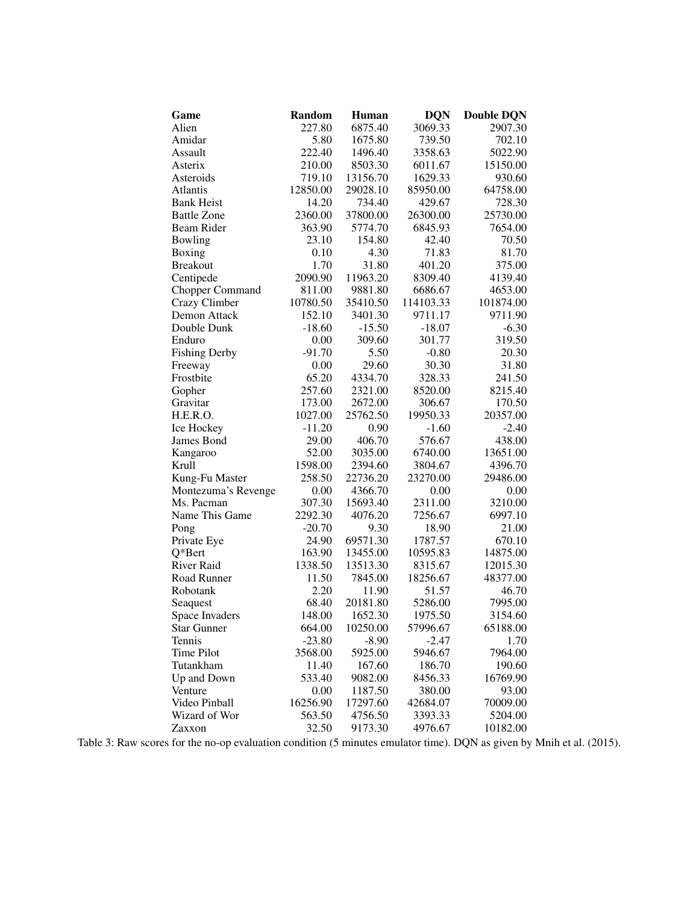| Game | Random | Human | DQN | Double DQN |
|---|---|---|---|---|
| Alien | 227.80 | 6875.40 | 3069.33 | 2907.30 |
| Amidar | 5.80 | 1675.80 | 739.50 | 702.10 |
| Assault | 222.40 | 1496.40 | 3358.63 | 5022.90 |
| Asterix | 210.00 | 8503.30 | 6011.67 | 15150.00 |
| Asteroids | 719.10 | 13156.70 | 1629.33 | 930.60 |
| Atlantis | 12850.00 | 29028.10 | 85950.00 | 64758.00 |
| Bank Heist | 14.20 | 734.40 | 429.67 | 728.30 |
| Battle Zone | 2360.00 | 37800.00 | 26300.00 | 25730.00 |
| Beam Rider | 363.90 | 5774.70 | 6845.93 | 7654.00 |
| Bowling | 23.10 | 154.80 | 42.40 | 70.50 |
| Boxing | 0.10 | 4.30 | 71.83 | 81.70 |
| Breakout | 1.70 | 31.80 | 401.20 | 375.00 |
| Centipede | 2090.90 | 11963.20 | 8309.40 | 4139.40 |
| Chopper Command | 811.00 | 9881.80 | 6686.67 | 4653.00 |
| Crazy Climber | 10780.50 | 35410.50 | 114103.33 | 101874.00 |
| Demon Attack | 152.10 | 3401.30 | 9711.17 | 9711.90 |
| Double Dunk | -18.60 | -15.50 | -18.07 | -6.30 |
| Enduro | 0.00 | 309.60 | 301.77 | 319.50 |
| Fishing Derby | -91.70 | 5.50 | -0.80 | 20.30 |
| Freeway | 0.00 | 29.60 | 30.30 | 31.80 |
| Frostbite | 65.20 | 4334.70 | 328.33 | 241.50 |
| Gopher | 257.60 | 2321.00 | 8520.00 | 8215.40 |
| Gravitar | 173.00 | 2672.00 | 306.67 | 170.50 |
| H.E.R.O. | 1027.00 | 25762.50 | 19950.33 | 20357.00 |
| Ice Hockey | -11.20 | 0.90 | -1.60 | -2.40 |
| James Bond | 29.00 | 406.70 | 576.67 | 438.00 |
| Kangaroo | 52.00 | 3035.00 | 6740.00 | 13651.00 |
| Krull | 1598.00 | 2394.60 | 3804.67 | 4396.70 |
| Kung-Fu Master | 258.50 | 22736.20 | 23270.00 | 29486.00 |
| Montezuma's Revenge | 0.00 | 4366.70 | 0.00 | 0.00 |
| Ms. Pacman | 307.30 | 15693.40 | 2311.00 | 3210.00 |
| Name This Game | 2292.30 | 4076.20 | 7256.67 | 6997.10 |
| Pong | -20.70 | 9.30 | 18.90 | 21.00 |
| Private Eye | 24.90 | 69571.30 | 1787.57 | 670.10 |
| Q*Bert | 163.90 | 13455.00 | 10595.83 | 14875.00 |
| River Raid | 1338.50 | 13513.30 | 8315.67 | 12015.30 |
| Road Runner | 11.50 | 7845.00 | 18256.67 | 48377.00 |
| Robotank | 2.20 | 11.90 | 51.57 | 46.70 |
| Seaquest | 68.40 | 20181.80 | 5286.00 | 7995.00 |
| Space Invaders | 148.00 | 1652.30 | 1975.50 | 3154.60 |
| Star Gunner | 664.00 | 10250.00 | 57996.67 | 65188.00 |
| Tennis | -23.80 | -8.90 | -2.47 | 1.70 |
| Time Pilot | 3568.00 | 5925.00 | 5946.67 | 7964.00 |
| Tutankham | 11.40 | 167.60 | 186.70 | 190.60 |
| Up and Down | 533.40 | 9082.00 | 8456.33 | 16769.90 |
| Venture | 0.00 | 1187.50 | 380.00 | 93.00 |
| Video Pinball | 16256.90 | 17297.60 | 42684.07 | 70009.00 |
| Wizard of Wor | 563.50 | 4756.50 | 3393.33 | 5204.00 |
| Zaxxon | 32.50 | 9173.30 | 4976.67 | 10182.00 |

Table 3: Raw scores for the no-op evaluation condition (5 minutes emulator time). DQN as given by Mnih et al. (2015).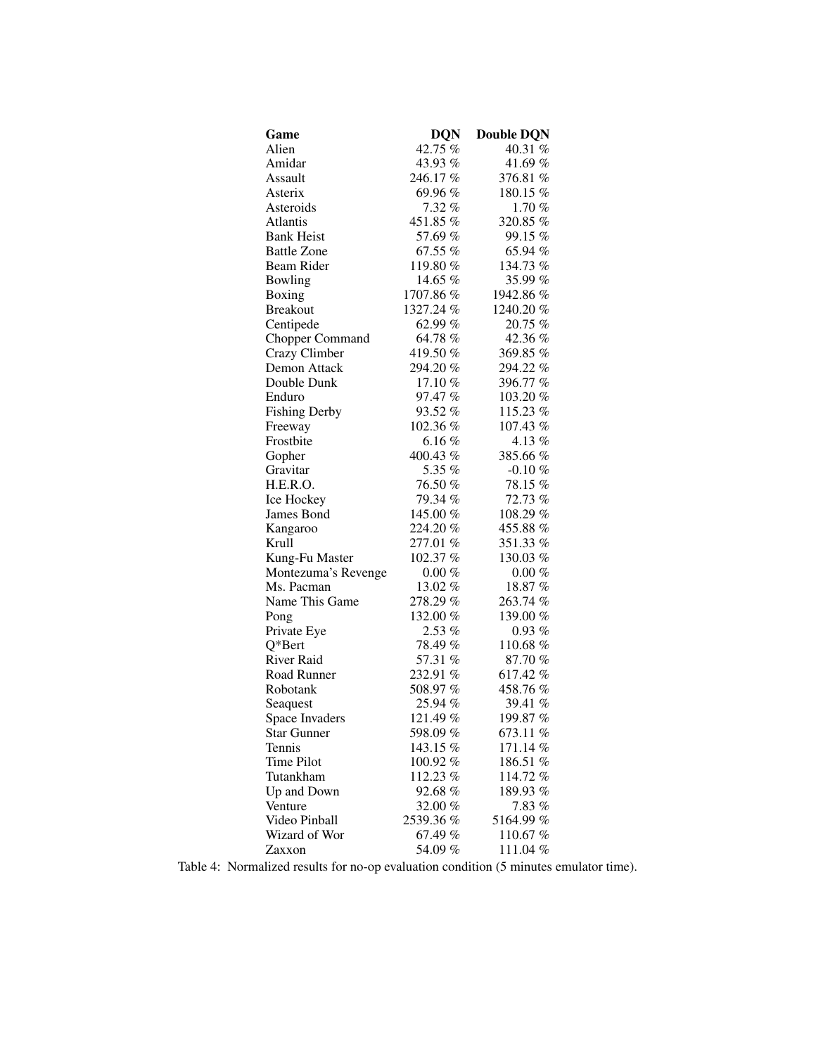| **Game** | **DQN** | **Double DQN** |
|---|---|---|
| Alien | 42.75 % | 40.31 % |
| Amidar | 43.93 % | 41.69 % |
| Assault | 246.17 % | 376.81 % |
| Asterix | 69.96 % | 180.15 % |
| Asteroids | 7.32 % | 1.70 % |
| Atlantis | 451.85 % | 320.85 % |
| Bank Heist | 57.69 % | 99.15 % |
| Battle Zone | 67.55 % | 65.94 % |
| Beam Rider | 119.80 % | 134.73 % |
| Bowling | 14.65 % | 35.99 % |
| Boxing | 1707.86 % | 1942.86 % |
| Breakout | 1327.24 % | 1240.20 % |
| Centipede | 62.99 % | 20.75 % |
| Chopper Command | 64.78 % | 42.36 % |
| Crazy Climber | 419.50 % | 369.85 % |
| Demon Attack | 294.20 % | 294.22 % |
| Double Dunk | 17.10 % | 396.77 % |
| Enduro | 97.47 % | 103.20 % |
| Fishing Derby | 93.52 % | 115.23 % |
| Freeway | 102.36 % | 107.43 % |
| Frostbite | 6.16 % | 4.13 % |
| Gopher | 400.43 % | 385.66 % |
| Gravitar | 5.35 % | -0.10 % |
| H.E.R.O. | 76.50 % | 78.15 % |
| Ice Hockey | 79.34 % | 72.73 % |
| James Bond | 145.00 % | 108.29 % |
| Kangaroo | 224.20 % | 455.88 % |
| Krull | 277.01 % | 351.33 % |
| Kung-Fu Master | 102.37 % | 130.03 % |
| Montezuma's Revenge | 0.00 % | 0.00 % |
| Ms. Pacman | 13.02 % | 18.87 % |
| Name This Game | 278.29 % | 263.74 % |
| Pong | 132.00 % | 139.00 % |
| Private Eye | 2.53 % | 0.93 % |
| Q*Bert | 78.49 % | 110.68 % |
| River Raid | 57.31 % | 87.70 % |
| Road Runner | 232.91 % | 617.42 % |
| Robotank | 508.97 % | 458.76 % |
| Seaquest | 25.94 % | 39.41 % |
| Space Invaders | 121.49 % | 199.87 % |
| Star Gunner | 598.09 % | 673.11 % |
| Tennis | 143.15 % | 171.14 % |
| Time Pilot | 100.92 % | 186.51 % |
| Tutankham | 112.23 % | 114.72 % |
| Up and Down | 92.68 % | 189.93 % |
| Venture | 32.00 % | 7.83 % |
| Video Pinball | 2539.36 % | 5164.99 % |
| Wizard of Wor | 67.49 % | 110.67 % |
| Zaxxon | 54.09 % | 111.04 % |

Table 4: Normalized results for no-op evaluation condition (5 minutes emulator time).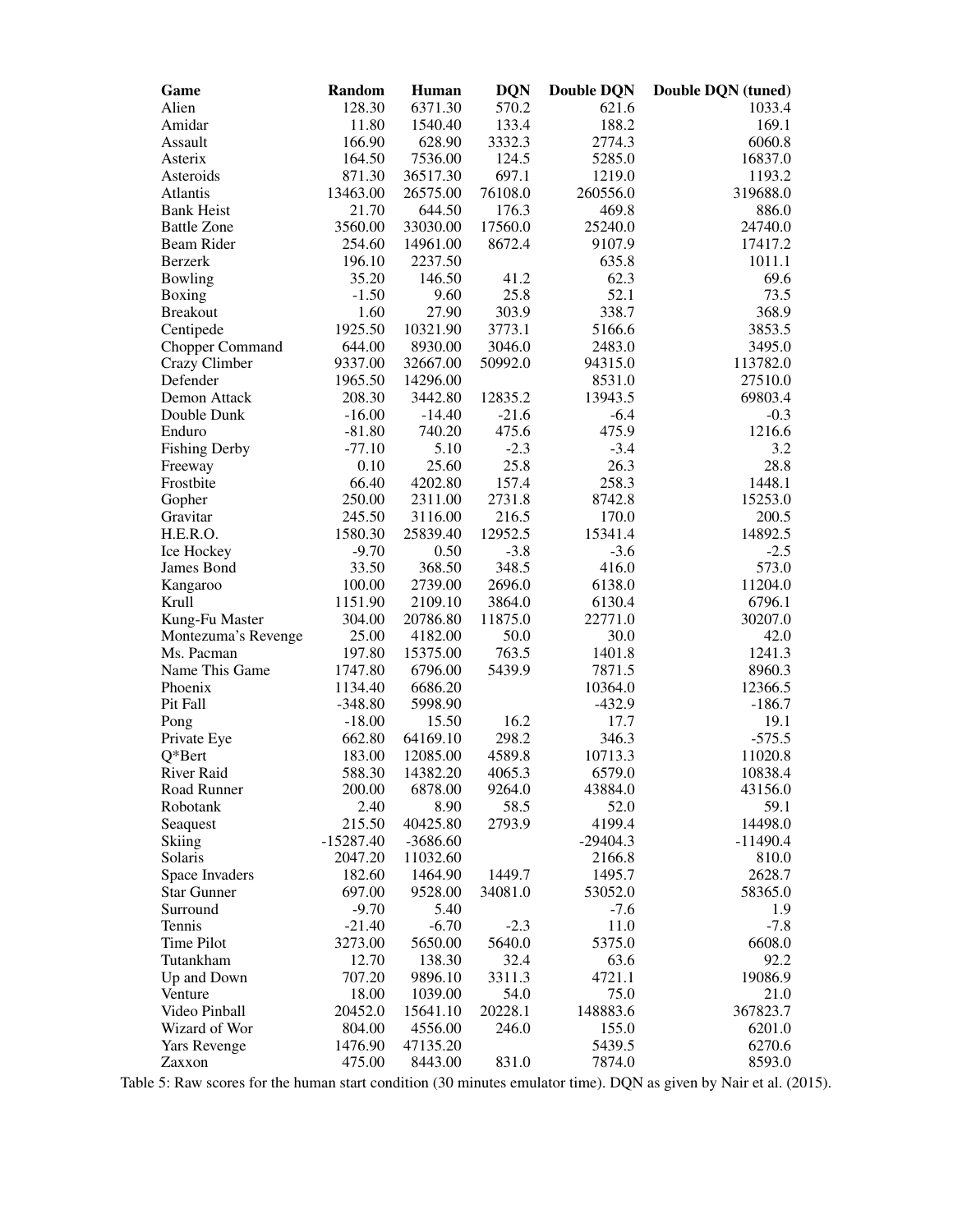| Game | Random | Human | DQN | Double DQN | Double DQN (tuned) |
|---|---|---|---|---|---|
| Alien | 128.30 | 6371.30 | 570.2 | 621.6 | 1033.4 |
| Amidar | 11.80 | 1540.40 | 133.4 | 188.2 | 169.1 |
| Assault | 166.90 | 628.90 | 3332.3 | 2774.3 | 6060.8 |
| Asterix | 164.50 | 7536.00 | 124.5 | 5285.0 | 16837.0 |
| Asteroids | 871.30 | 36517.30 | 697.1 | 1219.0 | 1193.2 |
| Atlantis | 13463.00 | 26575.00 | 76108.0 | 260556.0 | 319688.0 |
| Bank Heist | 21.70 | 644.50 | 176.3 | 469.8 | 886.0 |
| Battle Zone | 3560.00 | 33030.00 | 17560.0 | 25240.0 | 24740.0 |
| Beam Rider | 254.60 | 14961.00 | 8672.4 | 9107.9 | 17417.2 |
| Berzerk | 196.10 | 2237.50 | | 635.8 | 1011.1 |
| Bowling | 35.20 | 146.50 | 41.2 | 62.3 | 69.6 |
| Boxing | -1.50 | 9.60 | 25.8 | 52.1 | 73.5 |
| Breakout | 1.60 | 27.90 | 303.9 | 338.7 | 368.9 |
| Centipede | 1925.50 | 10321.90 | 3773.1 | 5166.6 | 3853.5 |
| Chopper Command | 644.00 | 8930.00 | 3046.0 | 2483.0 | 3495.0 |
| Crazy Climber | 9337.00 | 32667.00 | 50992.0 | 94315.0 | 113782.0 |
| Defender | 1965.50 | 14296.00 | | 8531.0 | 27510.0 |
| Demon Attack | 208.30 | 3442.80 | 12835.2 | 13943.5 | 69803.4 |
| Double Dunk | -16.00 | -14.40 | -21.6 | -6.4 | -0.3 |
| Enduro | -81.80 | 740.20 | 475.6 | 475.9 | 1216.6 |
| Fishing Derby | -77.10 | 5.10 | -2.3 | -3.4 | 3.2 |
| Freeway | 0.10 | 25.60 | 25.8 | 26.3 | 28.8 |
| Frostbite | 66.40 | 4202.80 | 157.4 | 258.3 | 1448.1 |
| Gopher | 250.00 | 2311.00 | 2731.8 | 8742.8 | 15253.0 |
| Gravitar | 245.50 | 3116.00 | 216.5 | 170.0 | 200.5 |
| H.E.R.O. | 1580.30 | 25839.40 | 12952.5 | 15341.4 | 14892.5 |
| Ice Hockey | -9.70 | 0.50 | -3.8 | -3.6 | -2.5 |
| James Bond | 33.50 | 368.50 | 348.5 | 416.0 | 573.0 |
| Kangaroo | 100.00 | 2739.00 | 2696.0 | 6138.0 | 11204.0 |
| Krull | 1151.90 | 2109.10 | 3864.0 | 6130.4 | 6796.1 |
| Kung-Fu Master | 304.00 | 20786.80 | 11875.0 | 22771.0 | 30207.0 |
| Montezuma's Revenge | 25.00 | 4182.00 | 50.0 | 30.0 | 42.0 |
| Ms. Pacman | 197.80 | 15375.00 | 763.5 | 1401.8 | 1241.3 |
| Name This Game | 1747.80 | 6796.00 | 5439.9 | 7871.5 | 8960.3 |
| Phoenix | 1134.40 | 6686.20 | | 10364.0 | 12366.5 |
| Pit Fall | -348.80 | 5998.90 | | -432.9 | -186.7 |
| Pong | -18.00 | 15.50 | 16.2 | 17.7 | 19.1 |
| Private Eye | 662.80 | 64169.10 | 298.2 | 346.3 | -575.5 |
| Q*Bert | 183.00 | 12085.00 | 4589.8 | 10713.3 | 11020.8 |
| River Raid | 588.30 | 14382.20 | 4065.3 | 6579.0 | 10838.4 |
| Road Runner | 200.00 | 6878.00 | 9264.0 | 43884.0 | 43156.0 |
| Robotank | 2.40 | 8.90 | 58.5 | 52.0 | 59.1 |
| Seaquest | 215.50 | 40425.80 | 2793.9 | 4199.4 | 14498.0 |
| Skiing | -15287.40 | -3686.60 | | -29404.3 | -11490.4 |
| Solaris | 2047.20 | 11032.60 | | 2166.8 | 810.0 |
| Space Invaders | 182.60 | 1464.90 | 1449.7 | 1495.7 | 2628.7 |
| Star Gunner | 697.00 | 9528.00 | 34081.0 | 53052.0 | 58365.0 |
| Surround | -9.70 | 5.40 | | -7.6 | 1.9 |
| Tennis | -21.40 | -6.70 | -2.3 | 11.0 | -7.8 |
| Time Pilot | 3273.00 | 5650.00 | 5640.0 | 5375.0 | 6608.0 |
| Tutankham | 12.70 | 138.30 | 32.4 | 63.6 | 92.2 |
| Up and Down | 707.20 | 9896.10 | 3311.3 | 4721.1 | 19086.9 |
| Venture | 18.00 | 1039.00 | 54.0 | 75.0 | 21.0 |
| Video Pinball | 20452.0 | 15641.10 | 20228.1 | 148883.6 | 367823.7 |
| Wizard of Wor | 804.00 | 4556.00 | 246.0 | 155.0 | 6201.0 |
| Yars Revenge | 1476.90 | 47135.20 | | 5439.5 | 6270.6 |
| Zaxxon | 475.00 | 8443.00 | 831.0 | 7874.0 | 8593.0 |

Table 5: Raw scores for the human start condition (30 minutes emulator time). DQN as given by Nair et al. (2015).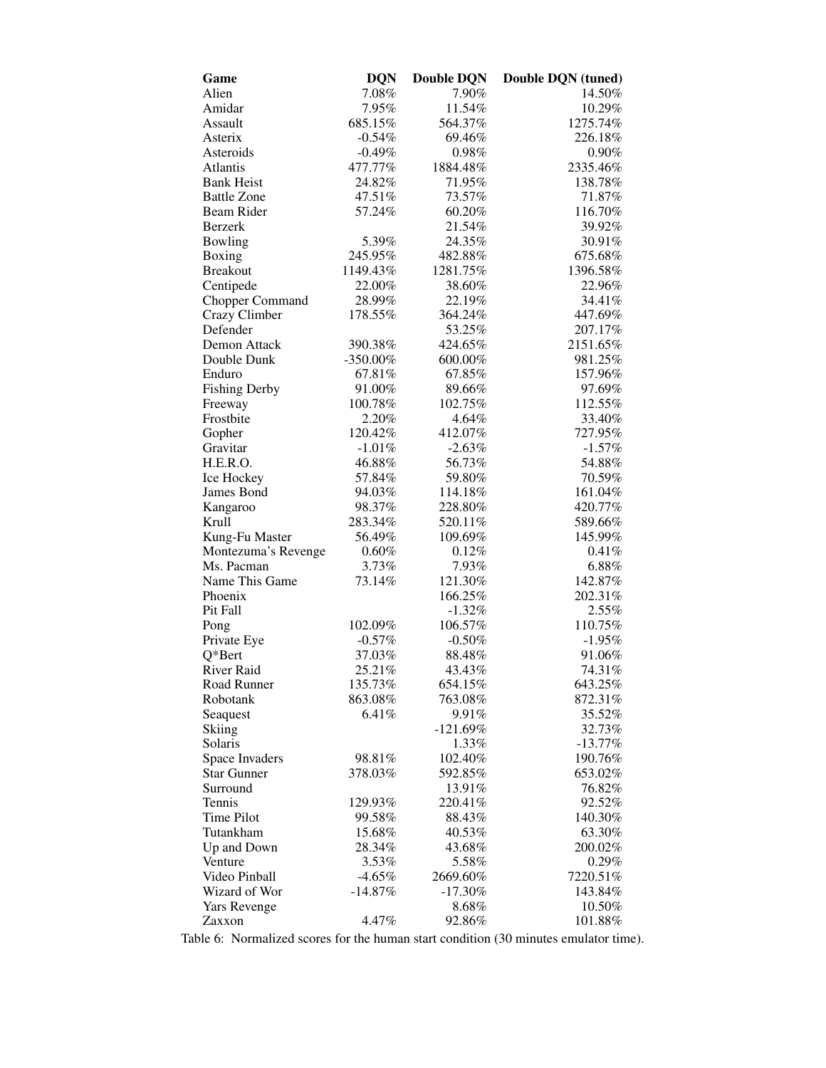| Game | DQN | Double DQN | Double DQN (tuned) |
|---|---|---|---|
| Alien | 7.08% | 7.90% | 14.50% |
| Amidar | 7.95% | 11.54% | 10.29% |
| Assault | 685.15% | 564.37% | 1275.74% |
| Asterix | -0.54% | 69.46% | 226.18% |
| Asteroids | -0.49% | 0.98% | 0.90% |
| Atlantis | 477.77% | 1884.48% | 2335.46% |
| Bank Heist | 24.82% | 71.95% | 138.78% |
| Battle Zone | 47.51% | 73.57% | 71.87% |
| Beam Rider | 57.24% | 60.20% | 116.70% |
| Berzerk | | 21.54% | 39.92% |
| Bowling | 5.39% | 24.35% | 30.91% |
| Boxing | 245.95% | 482.88% | 675.68% |
| Breakout | 1149.43% | 1281.75% | 1396.58% |
| Centipede | 22.00% | 38.60% | 22.96% |
| Chopper Command | 28.99% | 22.19% | 34.41% |
| Crazy Climber | 178.55% | 364.24% | 447.69% |
| Defender | | 53.25% | 207.17% |
| Demon Attack | 390.38% | 424.65% | 2151.65% |
| Double Dunk | -350.00% | 600.00% | 981.25% |
| Enduro | 67.81% | 67.85% | 157.96% |
| Fishing Derby | 91.00% | 89.66% | 97.69% |
| Freeway | 100.78% | 102.75% | 112.55% |
| Frostbite | 2.20% | 4.64% | 33.40% |
| Gopher | 120.42% | 412.07% | 727.95% |
| Gravitar | -1.01% | -2.63% | -1.57% |
| H.E.R.O. | 46.88% | 56.73% | 54.88% |
| Ice Hockey | 57.84% | 59.80% | 70.59% |
| James Bond | 94.03% | 114.18% | 161.04% |
| Kangaroo | 98.37% | 228.80% | 420.77% |
| Krull | 283.34% | 520.11% | 589.66% |
| Kung-Fu Master | 56.49% | 109.69% | 145.99% |
| Montezuma's Revenge | 0.60% | 0.12% | 0.41% |
| Ms. Pacman | 3.73% | 7.93% | 6.88% |
| Name This Game | 73.14% | 121.30% | 142.87% |
| Phoenix | | 166.25% | 202.31% |
| Pit Fall | | -1.32% | 2.55% |
| Pong | 102.09% | 106.57% | 110.75% |
| Private Eye | -0.57% | -0.50% | -1.95% |
| Q*Bert | 37.03% | 88.48% | 91.06% |
| River Raid | 25.21% | 43.43% | 74.31% |
| Road Runner | 135.73% | 654.15% | 643.25% |
| Robotank | 863.08% | 763.08% | 872.31% |
| Seaquest | 6.41% | 9.91% | 35.52% |
| Skiing | | -121.69% | 32.73% |
| Solaris | | 1.33% | -13.77% |
| Space Invaders | 98.81% | 102.40% | 190.76% |
| Star Gunner | 378.03% | 592.85% | 653.02% |
| Surround | | 13.91% | 76.82% |
| Tennis | 129.93% | 220.41% | 92.52% |
| Time Pilot | 99.58% | 88.43% | 140.30% |
| Tutankham | 15.68% | 40.53% | 63.30% |
| Up and Down | 28.34% | 43.68% | 200.02% |
| Venture | 3.53% | 5.58% | 0.29% |
| Video Pinball | -4.65% | 2669.60% | 7220.51% |
| Wizard of Wor | -14.87% | -17.30% | 143.84% |
| Yars Revenge | | 8.68% | 10.50% |
| Zaxxon | 4.47% | 92.86% | 101.88% |

Table 6: Normalized scores for the human start condition (30 minutes emulator time).